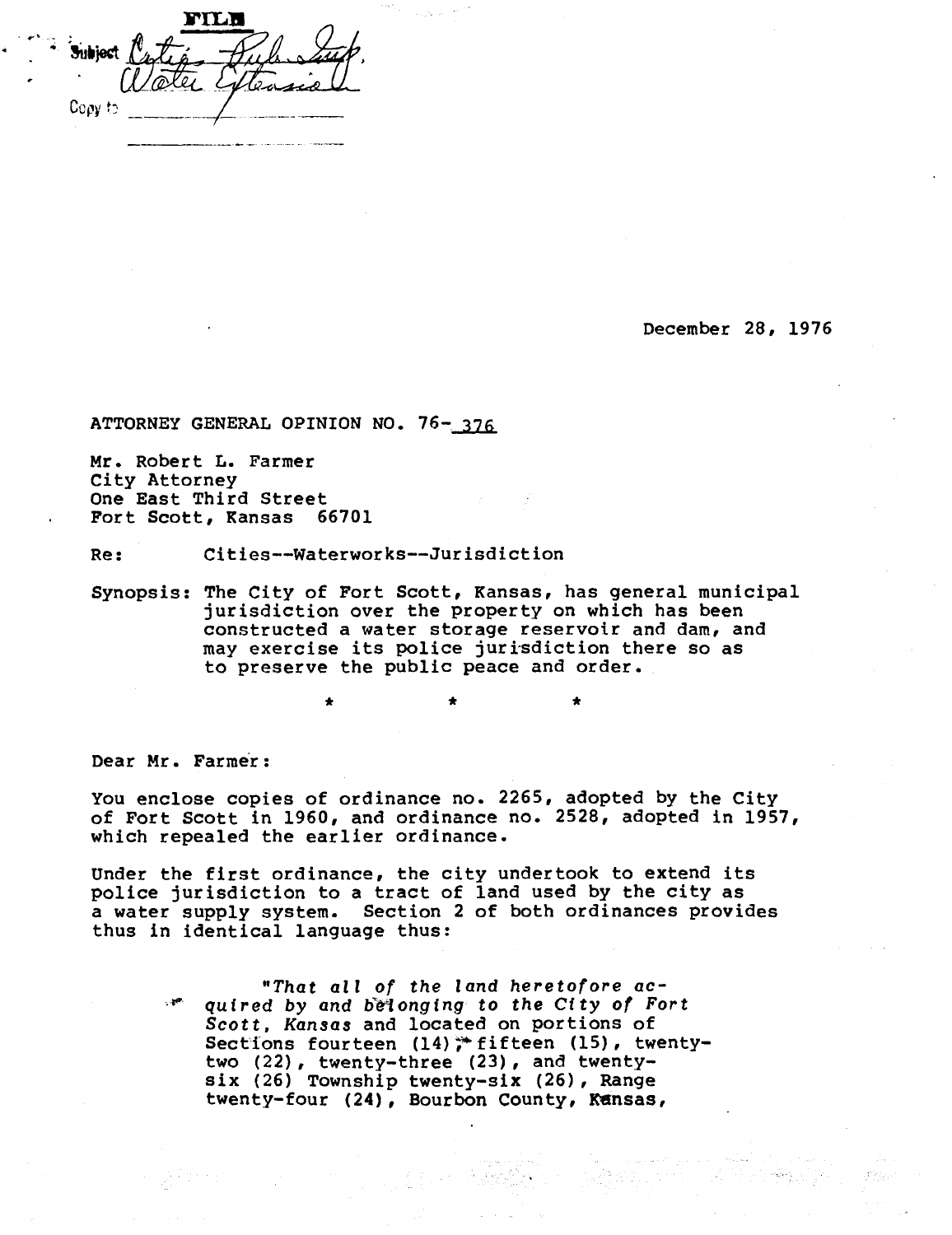FILE

Subject Cities Pub. Imp.
Water Extension

Copy to

December 28, 1976

ATTORNEY GENERAL OPINION NO. 76-376

Mr. Robert L. Farmer
City Attorney
One East Third Street
Fort Scott, Kansas 66701

Re: Cities--Waterworks--Jurisdiction

Synopsis: The City of Fort Scott, Kansas, has general municipal jurisdiction over the property on which has been constructed a water storage reservoir and dam, and may exercise its police jurisdiction there so as to preserve the public peace and order.

\* \* \*

Dear Mr. Farmer:

You enclose copies of ordinance no. 2265, adopted by the City of Fort Scott in 1960, and ordinance no. 2528, adopted in 1957, which repealed the earlier ordinance.

Under the first ordinance, the city undertook to extend its police jurisdiction to a tract of land used by the city as a water supply system. Section 2 of both ordinances provides thus in identical language thus:

> *"That all of the land heretofore acquired by and belonging to the City of Fort Scott, Kansas* and located on portions of Sections fourteen (14), fifteen (15), twenty-two (22), twenty-three (23), and twenty-six (26) Township twenty-six (26), Range twenty-four (24), Bourbon County, Kansas,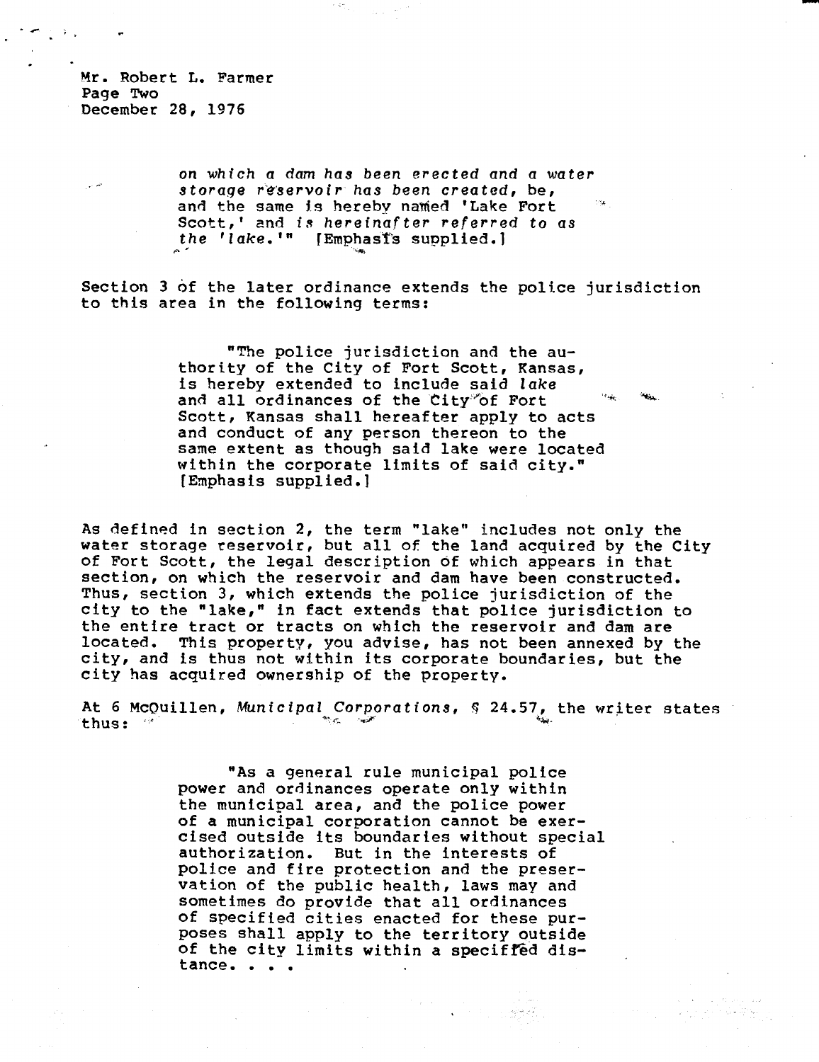> *on which a dam has been erected and a water storage reservoir has been created,* be, and the same is hereby named 'Lake Fort Scott,' and *is hereinafter referred to as the 'lake.'*" [Emphasis supplied.]

Section 3 of the later ordinance extends the police jurisdiction to this area in the following terms:

> "The police jurisdiction and the authority of the City of Fort Scott, Kansas, is hereby extended to include said *lake* and all ordinances of the City of Fort Scott, Kansas shall hereafter apply to acts and conduct of any person thereon to the same extent as though said lake were located within the corporate limits of said city." [Emphasis supplied.]

As defined in section 2, the term "lake" includes not only the water storage reservoir, but all of the land acquired by the City of Fort Scott, the legal description of which appears in that section, on which the reservoir and dam have been constructed. Thus, section 3, which extends the police jurisdiction of the city to the "lake," in fact extends that police jurisdiction to the entire tract or tracts on which the reservoir and dam are located. This property, you advise, has not been annexed by the city, and is thus not within its corporate boundaries, but the city has acquired ownership of the property.

At 6 McQuillen, *Municipal Corporations,* § 24.57, the writer states thus:

> "As a general rule municipal police power and ordinances operate only within the municipal area, and the police power of a municipal corporation cannot be exercised outside its boundaries without special authorization. But in the interests of police and fire protection and the preservation of the public health, laws may and sometimes do provide that all ordinances of specified cities enacted for these purposes shall apply to the territory outside of the city limits within a specified distance. . . .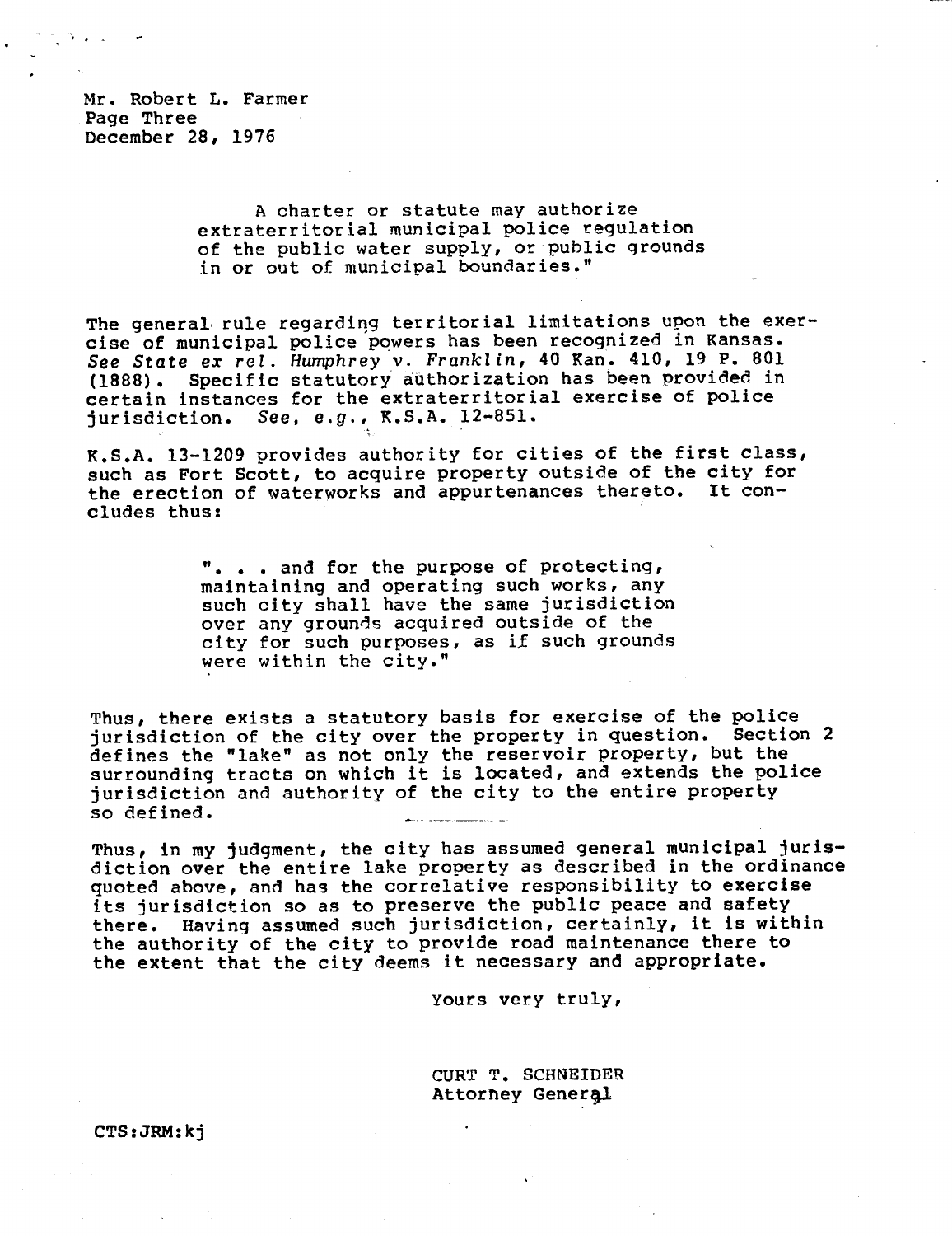Mr. Robert L. Farmer
Page Three
December 28, 1976

> A charter or statute may authorize extraterritorial municipal police regulation of the public water supply, or public grounds in or out of municipal boundaries."

The general rule regarding territorial limitations upon the exercise of municipal police powers has been recognized in Kansas. *See State ex rel. Humphrey v. Franklin*, 40 Kan. 410, 19 P. 801 (1888). Specific statutory authorization has been provided in certain instances for the extraterritorial exercise of police jurisdiction. *See, e.g.*, K.S.A. 12-851.

K.S.A. 13-1209 provides authority for cities of the first class, such as Fort Scott, to acquire property outside of the city for the erection of waterworks and appurtenances thereto. It concludes thus:

> ". . . and for the purpose of protecting, maintaining and operating such works, any such city shall have the same jurisdiction over any grounds acquired outside of the city for such purposes, as if such grounds were within the city."

Thus, there exists a statutory basis for exercise of the police jurisdiction of the city over the property in question. Section 2 defines the "lake" as not only the reservoir property, but the surrounding tracts on which it is located, and extends the police jurisdiction and authority of the city to the entire property so defined.

Thus, in my judgment, the city has assumed general municipal jurisdiction over the entire lake property as described in the ordinance quoted above, and has the correlative responsibility to exercise its jurisdiction so as to preserve the public peace and safety there. Having assumed such jurisdiction, certainly, it is within the authority of the city to provide road maintenance there to the extent that the city deems it necessary and appropriate.

Yours very truly,

CURT T. SCHNEIDER
Attorney General

CTS:JRM:kj